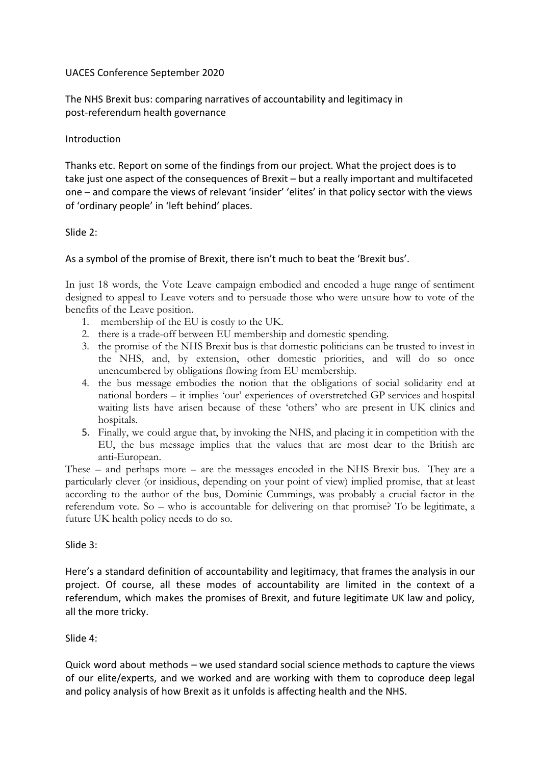UACES Conference September 2020

# The NHS Brexit bus: comparing narratives of accountability and legitimacy in post-referendum health governance

## Introduction

Thanks etc. Report on some of the findings from our project. What the project does is to take just one aspect of the consequences of Brexit – but a really important and multifaceted one – and compare the views of relevant 'insider' 'elites' in that policy sector with the views of 'ordinary people' in 'left behind' places.

Slide 2:

As a symbol of the promise of Brexit, there isn't much to beat the 'Brexit bus'.

In just 18 words, the Vote Leave campaign embodied and encoded a huge range of sentiment designed to appeal to Leave voters and to persuade those who were unsure how to vote of the benefits of the Leave position.

1. membership of the EU is costly to the UK.
2. there is a trade-off between EU membership and domestic spending.
3. the promise of the NHS Brexit bus is that domestic politicians can be trusted to invest in the NHS, and, by extension, other domestic priorities, and will do so once unencumbered by obligations flowing from EU membership.
4. the bus message embodies the notion that the obligations of social solidarity end at national borders – it implies 'our' experiences of overstretched GP services and hospital waiting lists have arisen because of these 'others' who are present in UK clinics and hospitals.
5. Finally, we could argue that, by invoking the NHS, and placing it in competition with the EU, the bus message implies that the values that are most dear to the British are anti-European.

These – and perhaps more – are the messages encoded in the NHS Brexit bus. They are a particularly clever (or insidious, depending on your point of view) implied promise, that at least according to the author of the bus, Dominic Cummings, was probably a crucial factor in the referendum vote. So – who is accountable for delivering on that promise? To be legitimate, a future UK health policy needs to do so.

Slide 3:

Here's a standard definition of accountability and legitimacy, that frames the analysis in our project. Of course, all these modes of accountability are limited in the context of a referendum, which makes the promises of Brexit, and future legitimate UK law and policy, all the more tricky.

Slide 4:

Quick word about methods – we used standard social science methods to capture the views of our elite/experts, and we worked and are working with them to coproduce deep legal and policy analysis of how Brexit as it unfolds is affecting health and the NHS.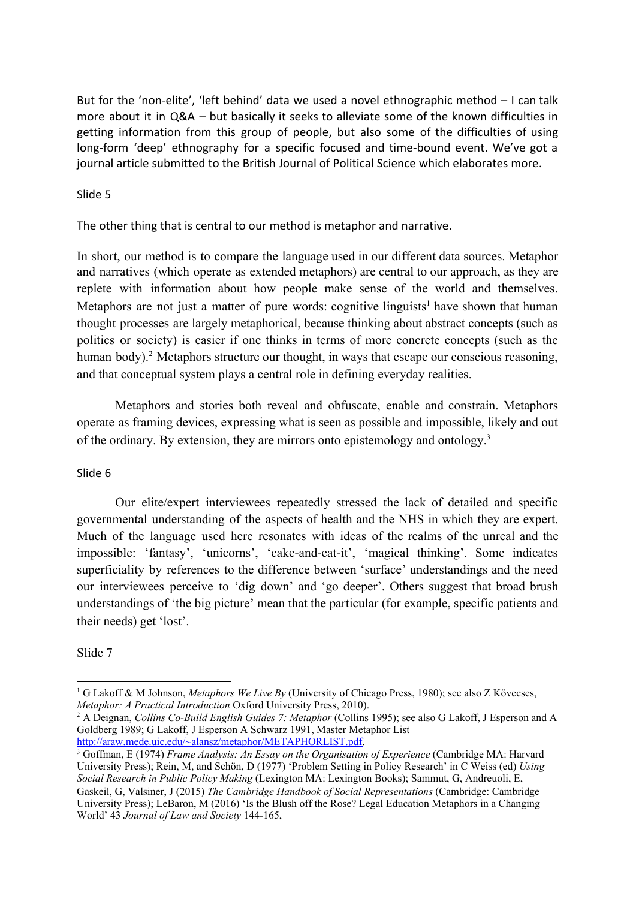But for the 'non-elite', 'left behind' data we used a novel ethnographic method – I can talk more about it in Q&A – but basically it seeks to alleviate some of the known difficulties in getting information from this group of people, but also some of the difficulties of using long-form 'deep' ethnography for a specific focused and time-bound event. We've got a journal article submitted to the British Journal of Political Science which elaborates more.

Slide 5

The other thing that is central to our method is metaphor and narrative.

In short, our method is to compare the language used in our different data sources. Metaphor and narratives (which operate as extended metaphors) are central to our approach, as they are replete with information about how people make sense of the world and themselves. Metaphors are not just a matter of pure words: cognitive linguists[1] have shown that human thought processes are largely metaphorical, because thinking about abstract concepts (such as politics or society) is easier if one thinks in terms of more concrete concepts (such as the human body).[2] Metaphors structure our thought, in ways that escape our conscious reasoning, and that conceptual system plays a central role in defining everyday realities.

Metaphors and stories both reveal and obfuscate, enable and constrain. Metaphors operate as framing devices, expressing what is seen as possible and impossible, likely and out of the ordinary. By extension, they are mirrors onto epistemology and ontology.[3]

Slide 6

Our elite/expert interviewees repeatedly stressed the lack of detailed and specific governmental understanding of the aspects of health and the NHS in which they are expert. Much of the language used here resonates with ideas of the realms of the unreal and the impossible: 'fantasy', 'unicorns', 'cake-and-eat-it', 'magical thinking'. Some indicates superficiality by references to the difference between 'surface' understandings and the need our interviewees perceive to 'dig down' and 'go deeper'. Others suggest that broad brush understandings of 'the big picture' mean that the particular (for example, specific patients and their needs) get 'lost'.

Slide 7

---

[1] G Lakoff & M Johnson, *Metaphors We Live By* (University of Chicago Press, 1980); see also Z Kövecses, *Metaphor: A Practical Introduction* Oxford University Press, 2010).

[2] A Deignan, *Collins Co-Build English Guides 7: Metaphor* (Collins 1995); see also G Lakoff, J Esperson and A Goldberg 1989; G Lakoff, J Esperson A Schwarz 1991, Master Metaphor List http://araw.mede.uic.edu/~alansz/metaphor/METAPHORLIST.pdf.

[3] Goffman, E (1974) *Frame Analysis: An Essay on the Organisation of Experience* (Cambridge MA: Harvard University Press); Rein, M, and Schön, D (1977) 'Problem Setting in Policy Research' in C Weiss (ed) *Using Social Research in Public Policy Making* (Lexington MA: Lexington Books); Sammut, G, Andreuoli, E, Gaskeil, G, Valsiner, J (2015) *The Cambridge Handbook of Social Representations* (Cambridge: Cambridge University Press); LeBaron, M (2016) 'Is the Blush off the Rose? Legal Education Metaphors in a Changing World' 43 *Journal of Law and Society* 144-165,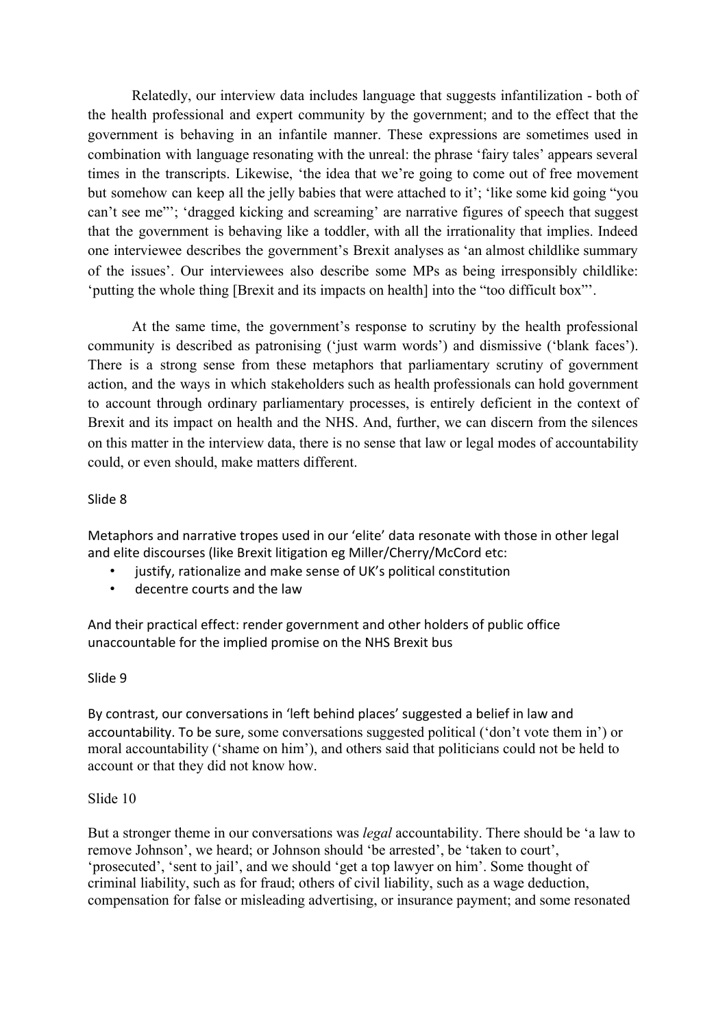Relatedly, our interview data includes language that suggests infantilization - both of the health professional and expert community by the government; and to the effect that the government is behaving in an infantile manner. These expressions are sometimes used in combination with language resonating with the unreal: the phrase 'fairy tales' appears several times in the transcripts. Likewise, 'the idea that we're going to come out of free movement but somehow can keep all the jelly babies that were attached to it'; 'like some kid going "you can't see me"'; 'dragged kicking and screaming' are narrative figures of speech that suggest that the government is behaving like a toddler, with all the irrationality that implies. Indeed one interviewee describes the government's Brexit analyses as 'an almost childlike summary of the issues'. Our interviewees also describe some MPs as being irresponsibly childlike: 'putting the whole thing [Brexit and its impacts on health] into the "too difficult box"'.

At the same time, the government's response to scrutiny by the health professional community is described as patronising ('just warm words') and dismissive ('blank faces'). There is a strong sense from these metaphors that parliamentary scrutiny of government action, and the ways in which stakeholders such as health professionals can hold government to account through ordinary parliamentary processes, is entirely deficient in the context of Brexit and its impact on health and the NHS. And, further, we can discern from the silences on this matter in the interview data, there is no sense that law or legal modes of accountability could, or even should, make matters different.

Slide 8

Metaphors and narrative tropes used in our 'elite' data resonate with those in other legal and elite discourses (like Brexit litigation eg Miller/Cherry/McCord etc:

- justify, rationalize and make sense of UK's political constitution
- decentre courts and the law

And their practical effect: render government and other holders of public office unaccountable for the implied promise on the NHS Brexit bus

Slide 9

By contrast, our conversations in 'left behind places' suggested a belief in law and accountability. To be sure, some conversations suggested political ('don't vote them in') or moral accountability ('shame on him'), and others said that politicians could not be held to account or that they did not know how.

Slide 10

But a stronger theme in our conversations was *legal* accountability. There should be 'a law to remove Johnson', we heard; or Johnson should 'be arrested', be 'taken to court', 'prosecuted', 'sent to jail', and we should 'get a top lawyer on him'. Some thought of criminal liability, such as for fraud; others of civil liability, such as a wage deduction, compensation for false or misleading advertising, or insurance payment; and some resonated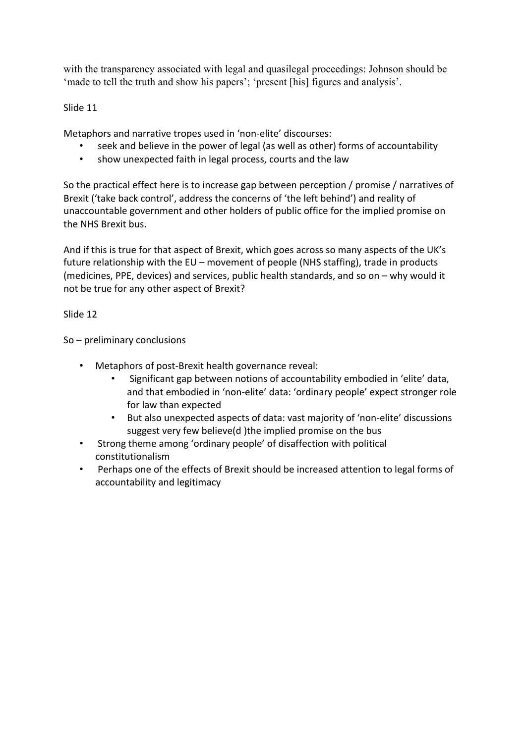with the transparency associated with legal and quasilegal proceedings: Johnson should be 'made to tell the truth and show his papers'; 'present [his] figures and analysis'.

Slide 11

Metaphors and narrative tropes used in 'non-elite' discourses:

- seek and believe in the power of legal (as well as other) forms of accountability
- show unexpected faith in legal process, courts and the law

So the practical effect here is to increase gap between perception / promise / narratives of Brexit ('take back control', address the concerns of 'the left behind') and reality of unaccountable government and other holders of public office for the implied promise on the NHS Brexit bus.

And if this is true for that aspect of Brexit, which goes across so many aspects of the UK's future relationship with the EU – movement of people (NHS staffing), trade in products (medicines, PPE, devices) and services, public health standards, and so on – why would it not be true for any other aspect of Brexit?

Slide 12

So – preliminary conclusions

- Metaphors of post-Brexit health governance reveal:
  - Significant gap between notions of accountability embodied in 'elite' data, and that embodied in 'non-elite' data: 'ordinary people' expect stronger role for law than expected
  - But also unexpected aspects of data: vast majority of 'non-elite' discussions suggest very few believe(d )the implied promise on the bus
- Strong theme among 'ordinary people' of disaffection with political constitutionalism
- Perhaps one of the effects of Brexit should be increased attention to legal forms of accountability and legitimacy